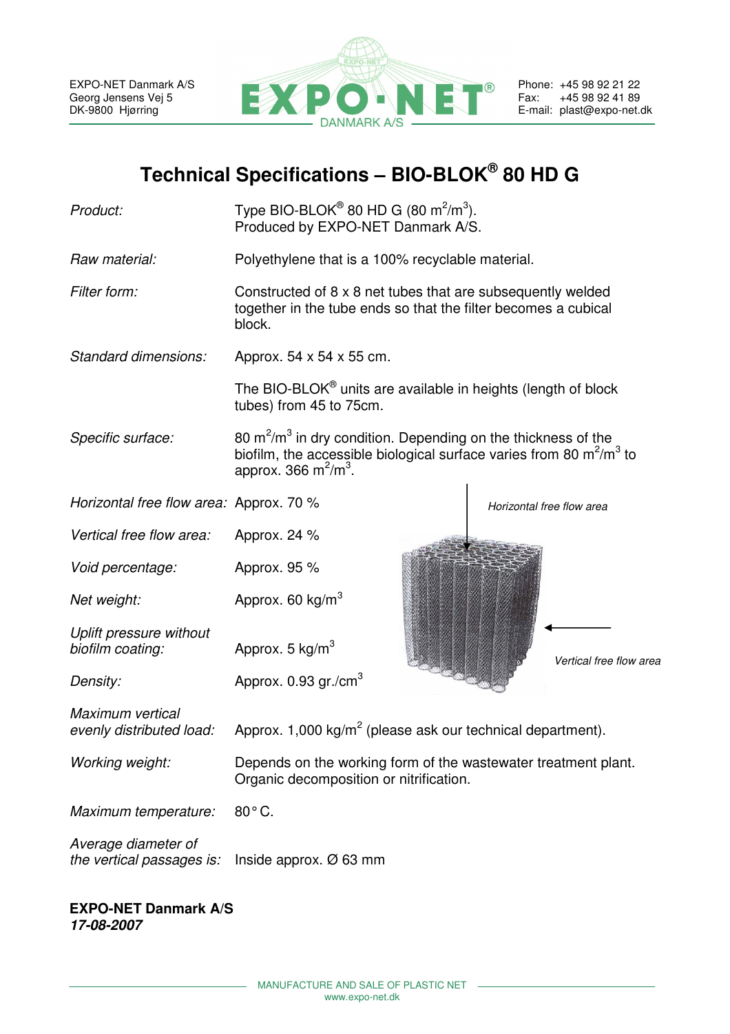EXPO-NET Danmark A/S
Georg Jensens Vej 5
DK-9800 Hjørring

Phone: +45 98 92 21 22
Fax: +45 98 92 41 89
E-mail: plast@expo-net.dk

# Technical Specifications – BIO-BLOK® 80 HD G

| | |
|---|---|
| *Product:* | Type BIO-BLOK® 80 HD G (80 $m^2/m^3$). Produced by EXPO-NET Danmark A/S. |
| *Raw material:* | Polyethylene that is a 100% recyclable material. |
| *Filter form:* | Constructed of 8 x 8 net tubes that are subsequently welded together in the tube ends so that the filter becomes a cubical block. |
| *Standard dimensions:* | Approx. 54 x 54 x 55 cm. |
| | The BIO-BLOK® units are available in heights (length of block tubes) from 45 to 75cm. |
| *Specific surface:* | 80 $m^2/m^3$ in dry condition. Depending on the thickness of the biofilm, the accessible biological surface varies from 80 $m^2/m^3$ to approx. 366 $m^2/m^3$. |
| *Horizontal free flow area:* | Approx. 70 % |
| *Vertical free flow area:* | Approx. 24 % |
| *Void percentage:* | Approx. 95 % |
| *Net weight:* | Approx. 60 $kg/m^3$ |
| *Uplift pressure without biofilm coating:* | Approx. 5 $kg/m^3$ |
| *Density:* | Approx. 0.93 $gr./cm^3$ |
| *Maximum vertical evenly distributed load:* | Approx. 1,000 $kg/m^2$ (please ask our technical department). |
| *Working weight:* | Depends on the working form of the wastewater treatment plant. Organic decomposition or nitrification. |
| *Maximum temperature:* | 80° C. |
| *Average diameter of the vertical passages is:* | Inside approx. Ø 63 mm |

*Horizontal free flow area*

*Vertical free flow area*

**EXPO-NET Danmark A/S**
***17-08-2007***

MANUFACTURE AND SALE OF PLASTIC NET
www.expo-net.dk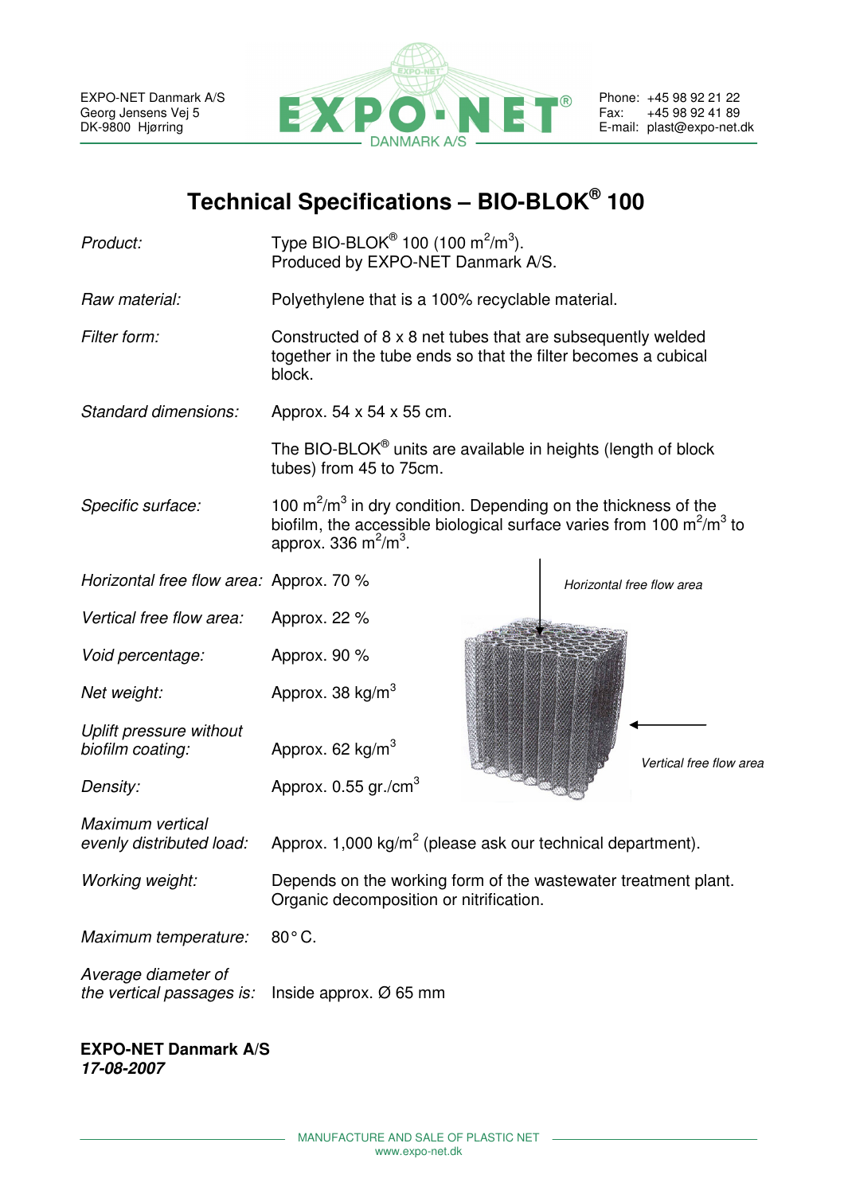EXPO-NET Danmark A/S
Georg Jensens Vej 5
DK-9800 Hjørring

Phone: +45 98 92 21 22
Fax: +45 98 92 41 89
E-mail: plast@expo-net.dk

# Technical Specifications – BIO-BLOK® 100

| | |
|---|---|
| *Product:* | Type BIO-BLOK® 100 (100 $m^2/m^3$). Produced by EXPO-NET Danmark A/S. |
| *Raw material:* | Polyethylene that is a 100% recyclable material. |
| *Filter form:* | Constructed of 8 x 8 net tubes that are subsequently welded together in the tube ends so that the filter becomes a cubical block. |
| *Standard dimensions:* | Approx. 54 x 54 x 55 cm. |
| | The BIO-BLOK® units are available in heights (length of block tubes) from 45 to 75cm. |
| *Specific surface:* | 100 $m^2/m^3$ in dry condition. Depending on the thickness of the biofilm, the accessible biological surface varies from 100 $m^2/m^3$ to approx. 336 $m^2/m^3$. |
| *Horizontal free flow area:* | Approx. 70 % |
| *Vertical free flow area:* | Approx. 22 % |
| *Void percentage:* | Approx. 90 % |
| *Net weight:* | Approx. 38 $kg/m^3$ |
| *Uplift pressure without biofilm coating:* | Approx. 62 $kg/m^3$ |
| *Density:* | Approx. 0.55 $gr./cm^3$ |
| *Maximum vertical evenly distributed load:* | Approx. 1,000 $kg/m^2$ (please ask our technical department). |
| *Working weight:* | Depends on the working form of the wastewater treatment plant. Organic decomposition or nitrification. |
| *Maximum temperature:* | 80° C. |
| *Average diameter of the vertical passages is:* | Inside approx. Ø 65 mm |

*Horizontal free flow area*

*Vertical free flow area*

**EXPO-NET Danmark A/S**
***17-08-2007***

MANUFACTURE AND SALE OF PLASTIC NET
www.expo-net.dk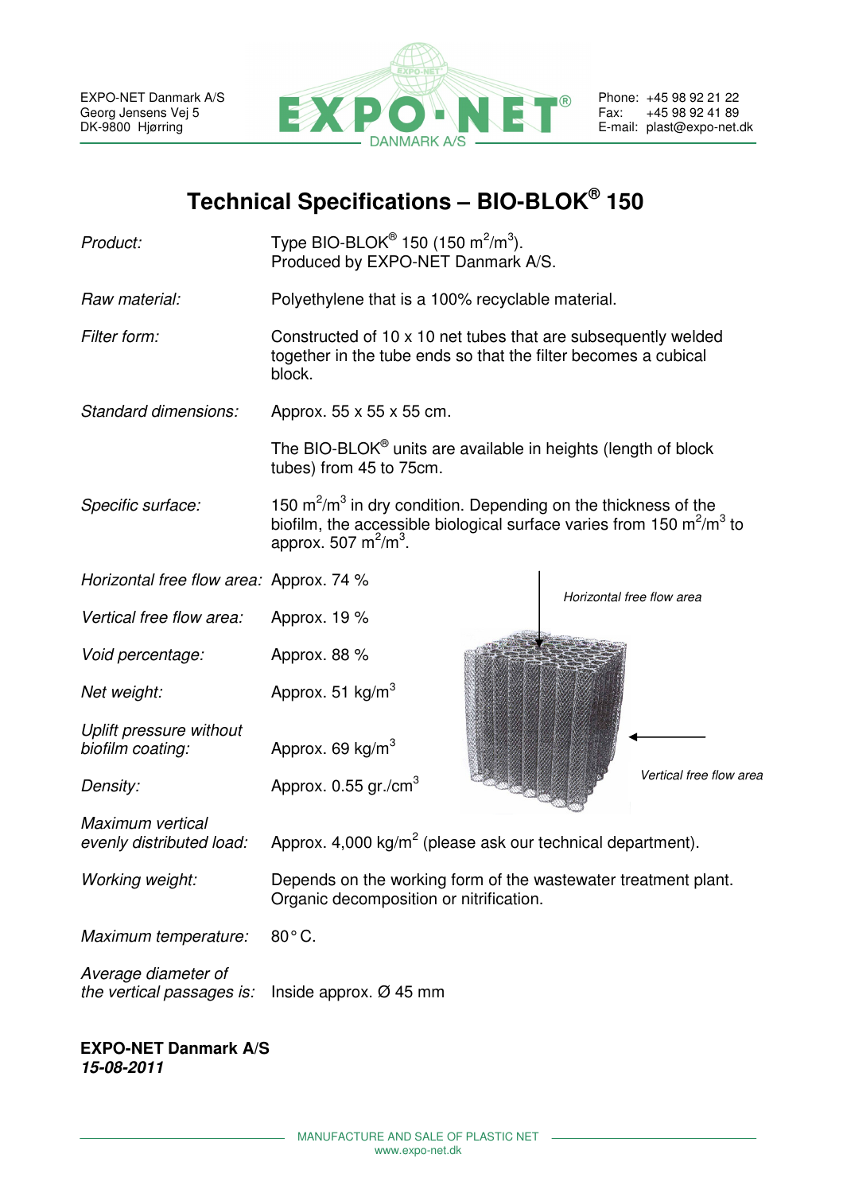EXPO-NET Danmark A/S
Georg Jensens Vej 5
DK-9800 Hjørring

Phone: +45 98 92 21 22
Fax: +45 98 92 41 89
E-mail: plast@expo-net.dk

# Technical Specifications – BIO-BLOK® 150

| | |
|---|---|
| *Product:* | Type BIO-BLOK® 150 (150 $m^2/m^3$). Produced by EXPO-NET Danmark A/S. |
| *Raw material:* | Polyethylene that is a 100% recyclable material. |
| *Filter form:* | Constructed of 10 x 10 net tubes that are subsequently welded together in the tube ends so that the filter becomes a cubical block. |
| *Standard dimensions:* | Approx. 55 x 55 x 55 cm. The BIO-BLOK® units are available in heights (length of block tubes) from 45 to 75cm. |
| *Specific surface:* | 150 $m^2/m^3$ in dry condition. Depending on the thickness of the biofilm, the accessible biological surface varies from 150 $m^2/m^3$ to approx. 507 $m^2/m^3$. |
| *Horizontal free flow area:* | Approx. 74 % |
| *Vertical free flow area:* | Approx. 19 % |
| *Void percentage:* | Approx. 88 % |
| *Net weight:* | Approx. 51 $kg/m^3$ |
| *Uplift pressure without biofilm coating:* | Approx. 69 $kg/m^3$ |
| *Density:* | Approx. 0.55 $gr./cm^3$ |
| *Maximum vertical evenly distributed load:* | Approx. 4,000 $kg/m^2$ (please ask our technical department). |
| *Working weight:* | Depends on the working form of the wastewater treatment plant. Organic decomposition or nitrification. |
| *Maximum temperature:* | 80° C. |
| *Average diameter of the vertical passages is:* | Inside approx. Ø 45 mm |

*Horizontal free flow area*

*Vertical free flow area*

**EXPO-NET Danmark A/S**
***15-08-2011***

MANUFACTURE AND SALE OF PLASTIC NET
www.expo-net.dk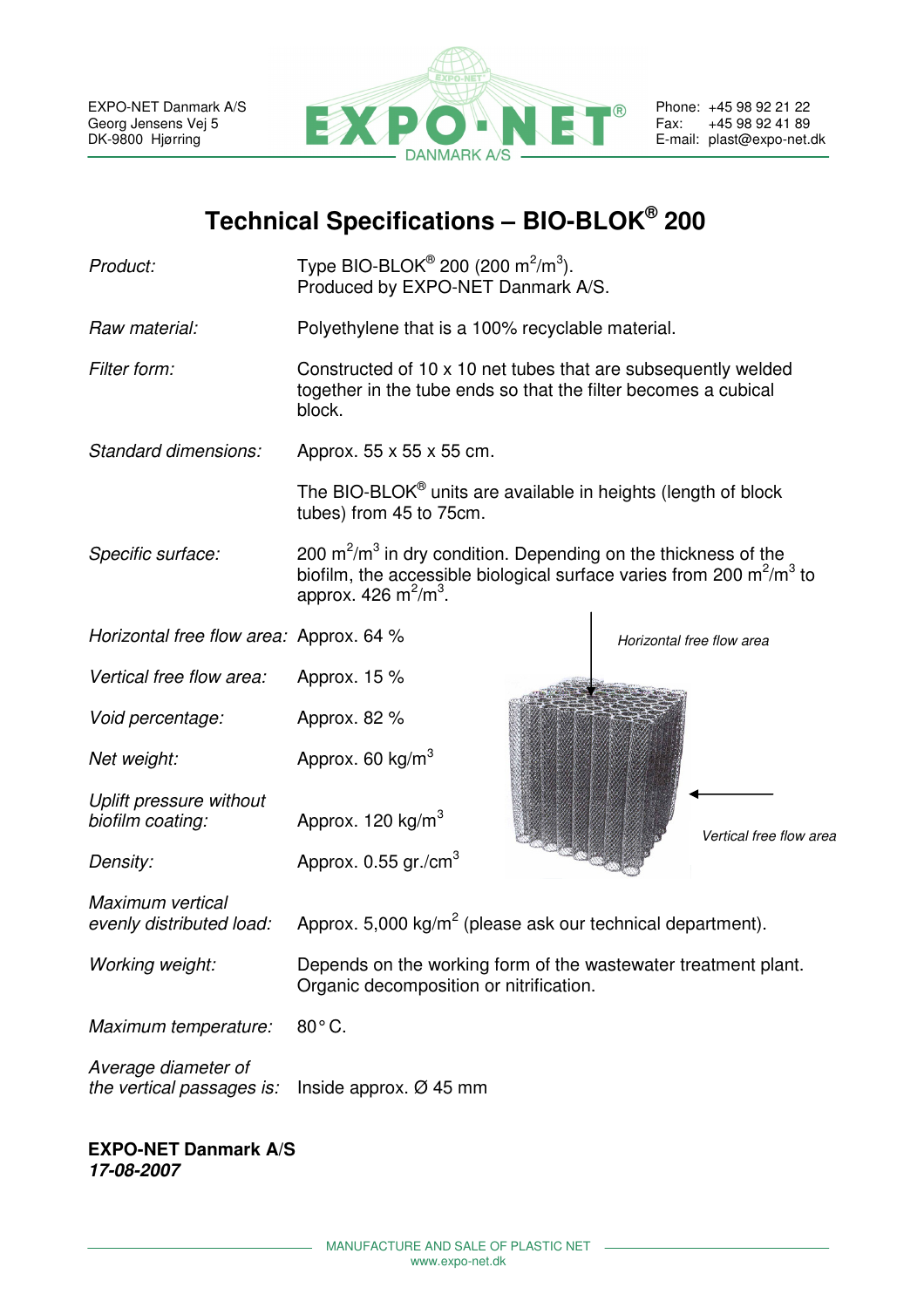EXPO-NET Danmark A/S
Georg Jensens Vej 5
DK-9800 Hjørring

Phone: +45 98 92 21 22
Fax: +45 98 92 41 89
E-mail: plast@expo-net.dk

# Technical Specifications – BIO-BLOK® 200

| | |
|---|---|
| *Product:* | Type BIO-BLOK® 200 (200 $m^2/m^3$). Produced by EXPO-NET Danmark A/S. |
| *Raw material:* | Polyethylene that is a 100% recyclable material. |
| *Filter form:* | Constructed of 10 x 10 net tubes that are subsequently welded together in the tube ends so that the filter becomes a cubical block. |
| *Standard dimensions:* | Approx. 55 x 55 x 55 cm. |
| | The BIO-BLOK® units are available in heights (length of block tubes) from 45 to 75cm. |
| *Specific surface:* | 200 $m^2/m^3$ in dry condition. Depending on the thickness of the biofilm, the accessible biological surface varies from 200 $m^2/m^3$ to approx. 426 $m^2/m^3$. |
| *Horizontal free flow area:* | Approx. 64 % |
| *Vertical free flow area:* | Approx. 15 % |
| *Void percentage:* | Approx. 82 % |
| *Net weight:* | Approx. 60 $kg/m^3$ |
| *Uplift pressure without biofilm coating:* | Approx. 120 $kg/m^3$ |
| *Density:* | Approx. 0.55 $gr./cm^3$ |
| *Maximum vertical evenly distributed load:* | Approx. 5,000 $kg/m^2$ (please ask our technical department). |
| *Working weight:* | Depends on the working form of the wastewater treatment plant. Organic decomposition or nitrification. |
| *Maximum temperature:* | 80° C. |
| *Average diameter of the vertical passages is:* | Inside approx. Ø 45 mm |

*Horizontal free flow area*

*Vertical free flow area*

**EXPO-NET Danmark A/S**
***17-08-2007***

MANUFACTURE AND SALE OF PLASTIC NET
www.expo-net.dk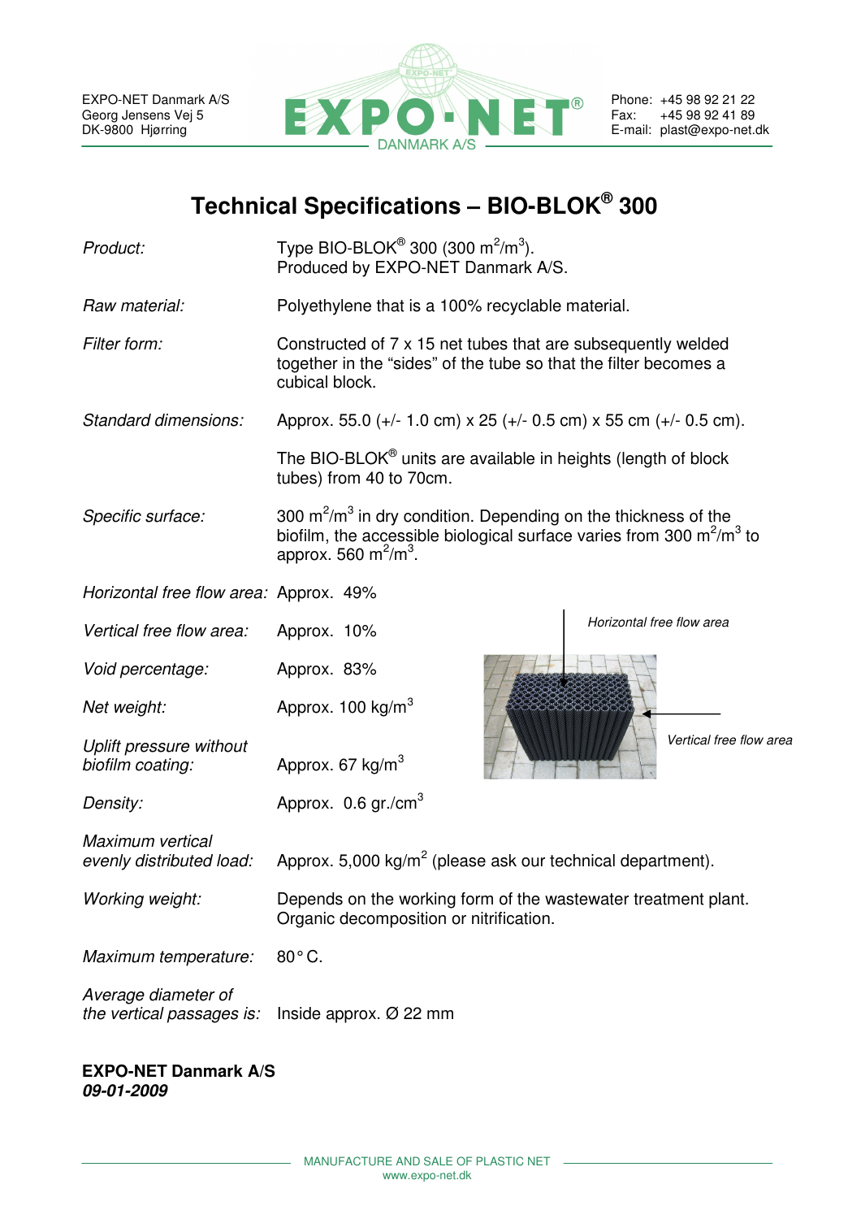EXPO-NET Danmark A/S
Georg Jensens Vej 5
DK-9800 Hjørring

Phone: +45 98 92 21 22
Fax: +45 98 92 41 89
E-mail: plast@expo-net.dk

# Technical Specifications – BIO-BLOK® 300

| | |
|---|---|
| *Product:* | Type BIO-BLOK® 300 (300 $m^2/m^3$). Produced by EXPO-NET Danmark A/S. |
| *Raw material:* | Polyethylene that is a 100% recyclable material. |
| *Filter form:* | Constructed of 7 x 15 net tubes that are subsequently welded together in the "sides" of the tube so that the filter becomes a cubical block. |
| *Standard dimensions:* | Approx. 55.0 (+/- 1.0 cm) x 25 (+/- 0.5 cm) x 55 cm (+/- 0.5 cm). The BIO-BLOK® units are available in heights (length of block tubes) from 40 to 70cm. |
| *Specific surface:* | 300 $m^2/m^3$ in dry condition. Depending on the thickness of the biofilm, the accessible biological surface varies from 300 $m^2/m^3$ to approx. 560 $m^2/m^3$. |
| *Horizontal free flow area:* | Approx. 49% |
| *Vertical free flow area:* | Approx. 10% |
| *Void percentage:* | Approx. 83% |
| *Net weight:* | Approx. 100 $kg/m^3$ |
| *Uplift pressure without biofilm coating:* | Approx. 67 $kg/m^3$ |
| *Density:* | Approx. 0.6 $gr./cm^3$ |
| *Maximum vertical evenly distributed load:* | Approx. 5,000 $kg/m^2$ (please ask our technical department). |
| *Working weight:* | Depends on the working form of the wastewater treatment plant. Organic decomposition or nitrification. |
| *Maximum temperature:* | 80° C. |
| *Average diameter of the vertical passages is:* | Inside approx. Ø 22 mm |

*Horizontal free flow area*

*Vertical free flow area*

**EXPO-NET Danmark A/S**
***09-01-2009***

MANUFACTURE AND SALE OF PLASTIC NET
www.expo-net.dk